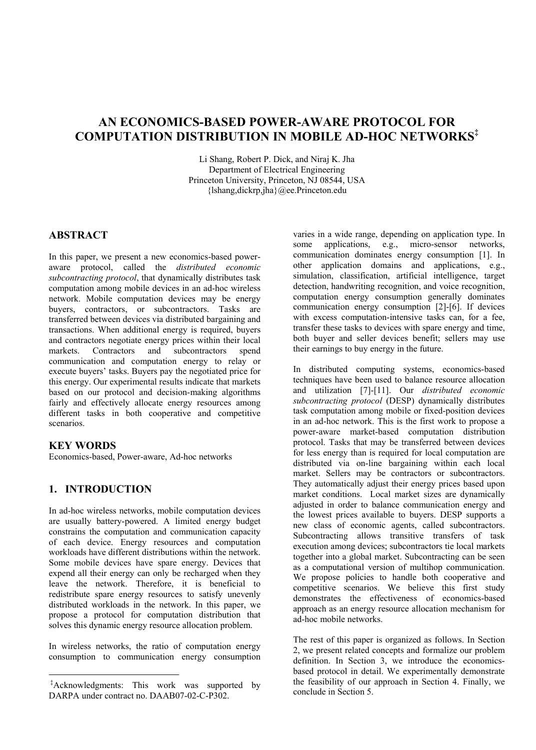# AN ECONOMICS-BASED POWER-AWARE PROTOCOL FOR COMPUTATION DISTRIBUTION IN MOBILE AD-HOC NETWORKS[‡]

Li Shang, Robert P. Dick, and Niraj K. Jha
Department of Electrical Engineering
Princeton University, Princeton, NJ 08544, USA
{lshang,dickrp,jha}@ee.Princeton.edu

## ABSTRACT

In this paper, we present a new economics-based power-aware protocol, called the *distributed economic subcontracting protocol*, that dynamically distributes task computation among mobile devices in an ad-hoc wireless network. Mobile computation devices may be energy buyers, contractors, or subcontractors. Tasks are transferred between devices via distributed bargaining and transactions. When additional energy is required, buyers and contractors negotiate energy prices within their local markets. Contractors and subcontractors spend communication and computation energy to relay or execute buyers' tasks. Buyers pay the negotiated price for this energy. Our experimental results indicate that markets based on our protocol and decision-making algorithms fairly and effectively allocate energy resources among different tasks in both cooperative and competitive scenarios.

## KEY WORDS

Economics-based, Power-aware, Ad-hoc networks

## 1. INTRODUCTION

In ad-hoc wireless networks, mobile computation devices are usually battery-powered. A limited energy budget constrains the computation and communication capacity of each device. Energy resources and computation workloads have different distributions within the network. Some mobile devices have spare energy. Devices that expend all their energy can only be recharged when they leave the network. Therefore, it is beneficial to redistribute spare energy resources to satisfy unevenly distributed workloads in the network. In this paper, we propose a protocol for computation distribution that solves this dynamic energy resource allocation problem.

In wireless networks, the ratio of computation energy consumption to communication energy consumption varies in a wide range, depending on application type. In some applications, e.g., micro-sensor networks, communication dominates energy consumption [1]. In other application domains and applications, e.g., simulation, classification, artificial intelligence, target detection, handwriting recognition, and voice recognition, computation energy consumption generally dominates communication energy consumption [2]-[6]. If devices with excess computation-intensive tasks can, for a fee, transfer these tasks to devices with spare energy and time, both buyer and seller devices benefit; sellers may use their earnings to buy energy in the future.

In distributed computing systems, economics-based techniques have been used to balance resource allocation and utilization [7]-[11]. Our *distributed economic subcontracting protocol* (DESP) dynamically distributes task computation among mobile or fixed-position devices in an ad-hoc network. This is the first work to propose a power-aware market-based computation distribution protocol. Tasks that may be transferred between devices for less energy than is required for local computation are distributed via on-line bargaining within each local market. Sellers may be contractors or subcontractors. They automatically adjust their energy prices based upon market conditions. Local market sizes are dynamically adjusted in order to balance communication energy and the lowest prices available to buyers. DESP supports a new class of economic agents, called subcontractors. Subcontracting allows transitive transfers of task execution among devices; subcontractors tie local markets together into a global market. Subcontracting can be seen as a computational version of multihop communication. We propose policies to handle both cooperative and competitive scenarios. We believe this first study demonstrates the effectiveness of economics-based approach as an energy resource allocation mechanism for ad-hoc mobile networks.

The rest of this paper is organized as follows. In Section 2, we present related concepts and formalize our problem definition. In Section 3, we introduce the economics-based protocol in detail. We experimentally demonstrate the feasibility of our approach in Section 4. Finally, we conclude in Section 5.

[‡]Acknowledgments: This work was supported by DARPA under contract no. DAAB07-02-C-P302.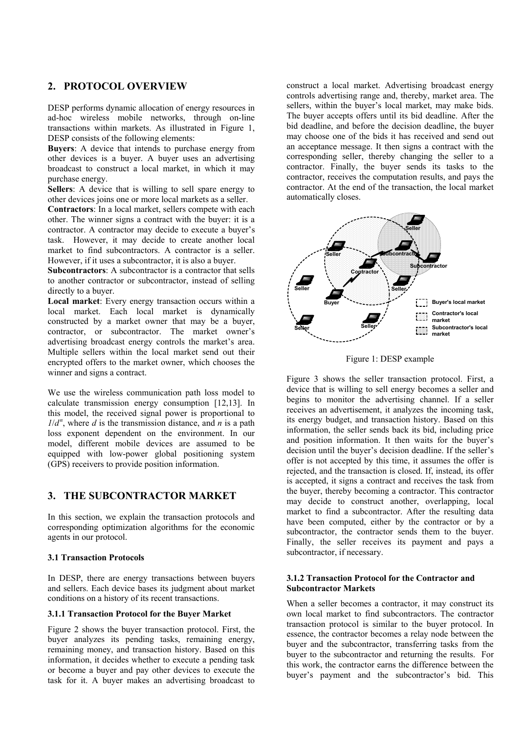## 2. PROTOCOL OVERVIEW

DESP performs dynamic allocation of energy resources in ad-hoc wireless mobile networks, through on-line transactions within markets. As illustrated in Figure 1, DESP consists of the following elements:

**Buyers**: A device that intends to purchase energy from other devices is a buyer. A buyer uses an advertising broadcast to construct a local market, in which it may purchase energy.

**Sellers**: A device that is willing to sell spare energy to other devices joins one or more local markets as a seller.

**Contractors**: In a local market, sellers compete with each other. The winner signs a contract with the buyer: it is a contractor. A contractor may decide to execute a buyer's task. However, it may decide to create another local market to find subcontractors. A contractor is a seller. However, if it uses a subcontractor, it is also a buyer.

**Subcontractors**: A subcontractor is a contractor that sells to another contractor or subcontractor, instead of selling directly to a buyer.

**Local market**: Every energy transaction occurs within a local market. Each local market is dynamically constructed by a market owner that may be a buyer, contractor, or subcontractor. The market owner's advertising broadcast energy controls the market's area. Multiple sellers within the local market send out their encrypted offers to the market owner, which chooses the winner and signs a contract.

We use the wireless communication path loss model to calculate transmission energy consumption [12,13]. In this model, the received signal power is proportional to $1/d^n$, where $d$ is the transmission distance, and $n$ is a path loss exponent dependent on the environment. In our model, different mobile devices are assumed to be equipped with low-power global positioning system (GPS) receivers to provide position information.

## 3. THE SUBCONTRACTOR MARKET

In this section, we explain the transaction protocols and corresponding optimization algorithms for the economic agents in our protocol.

### 3.1 Transaction Protocols

In DESP, there are energy transactions between buyers and sellers. Each device bases its judgment about market conditions on a history of its recent transactions.

#### 3.1.1 Transaction Protocol for the Buyer Market

Figure 2 shows the buyer transaction protocol. First, the buyer analyzes its pending tasks, remaining energy, remaining money, and transaction history. Based on this information, it decides whether to execute a pending task or become a buyer and pay other devices to execute the task for it. A buyer makes an advertising broadcast to construct a local market. Advertising broadcast energy controls advertising range and, thereby, market area. The sellers, within the buyer's local market, may make bids. The buyer accepts offers until its bid deadline. After the bid deadline, and before the decision deadline, the buyer may choose one of the bids it has received and send out an acceptance message. It then signs a contract with the corresponding seller, thereby changing the seller to a contractor. Finally, the buyer sends its tasks to the contractor, receives the computation results, and pays the contractor. At the end of the transaction, the local market automatically closes.

Seller, Seller, Subcontractor, Subcontractor, Contractor, Seller, Seller, Buyer, Seller, Seller

Buyer's local market

Contractor's local market

Subcontractor's local market

Figure 1: DESP example

Figure 3 shows the seller transaction protocol. First, a device that is willing to sell energy becomes a seller and begins to monitor the advertising channel. If a seller receives an advertisement, it analyzes the incoming task, its energy budget, and transaction history. Based on this information, the seller sends back its bid, including price and position information. It then waits for the buyer's decision until the buyer's decision deadline. If the seller's offer is not accepted by this time, it assumes the offer is rejected, and the transaction is closed. If, instead, its offer is accepted, it signs a contract and receives the task from the buyer, thereby becoming a contractor. This contractor may decide to construct another, overlapping, local market to find a subcontractor. After the resulting data have been computed, either by the contractor or by a subcontractor, the contractor sends them to the buyer. Finally, the seller receives its payment and pays a subcontractor, if necessary.

#### 3.1.2 Transaction Protocol for the Contractor and Subcontractor Markets

When a seller becomes a contractor, it may construct its own local market to find subcontractors. The contractor transaction protocol is similar to the buyer protocol. In essence, the contractor becomes a relay node between the buyer and the subcontractor, transferring tasks from the buyer to the subcontractor and returning the results. For this work, the contractor earns the difference between the buyer's payment and the subcontractor's bid. This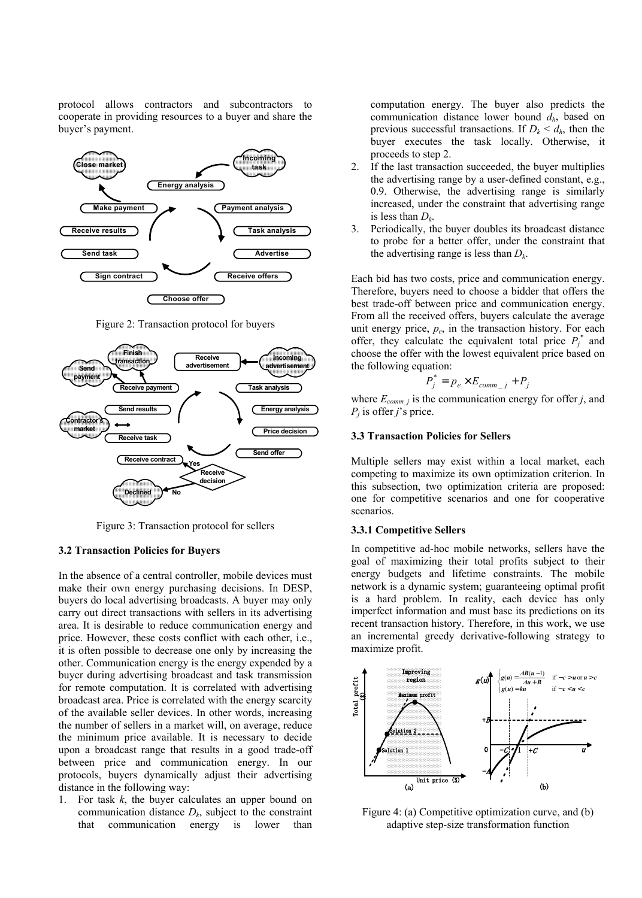protocol allows contractors and subcontractors to cooperate in providing resources to a buyer and share the buyer's payment.

Figure 2: Transaction protocol for buyers

Figure 3: Transaction protocol for sellers

### 3.2 Transaction Policies for Buyers

In the absence of a central controller, mobile devices must make their own energy purchasing decisions. In DESP, buyers do local advertising broadcasts. A buyer may only carry out direct transactions with sellers in its advertising area. It is desirable to reduce communication energy and price. However, these costs conflict with each other, i.e., it is often possible to decrease one only by increasing the other. Communication energy is the energy expended by a buyer during advertising broadcast and task transmission for remote computation. It is correlated with advertising broadcast area. Price is correlated with the energy scarcity of the available seller devices. In other words, increasing the number of sellers in a market will, on average, reduce the minimum price available. It is necessary to decide upon a broadcast range that results in a good trade-off between price and communication energy. In our protocols, buyers dynamically adjust their advertising distance in the following way:

1. For task $k$, the buyer calculates an upper bound on communication distance $D_k$, subject to the constraint that communication energy is lower than computation energy. The buyer also predicts the communication distance lower bound $d_h$, based on previous successful transactions. If $D_k < d_h$, then the buyer executes the task locally. Otherwise, it proceeds to step 2.
2. If the last transaction succeeded, the buyer multiplies the advertising range by a user-defined constant, e.g., 0.9. Otherwise, the advertising range is similarly increased, under the constraint that advertising range is less than $D_k$.
3. Periodically, the buyer doubles its broadcast distance to probe for a better offer, under the constraint that the advertising range is less than $D_k$.

Each bid has two costs, price and communication energy. Therefore, buyers need to choose a bidder that offers the best trade-off between price and communication energy. From all the received offers, buyers calculate the average unit energy price, $p_e$, in the transaction history. For each offer, they calculate the equivalent total price $P_j^*$ and choose the offer with the lowest equivalent price based on the following equation:

$$P_j^* = p_e \times E_{comm\_j} + P_j$$

where $E_{comm\_j}$ is the communication energy for offer $j$, and $P_j$ is offer $j$'s price.

### 3.3 Transaction Policies for Sellers

Multiple sellers may exist within a local market, each competing to maximize its own optimization criterion. In this subsection, two optimization criteria are proposed: one for competitive scenarios and one for cooperative scenarios.

#### 3.3.1 Competitive Sellers

In competitive ad-hoc mobile networks, sellers have the goal of maximizing their total profits subject to their energy budgets and lifetime constraints. The mobile network is a dynamic system; guaranteeing optimal profit is a hard problem. In reality, each device has only imperfect information and must base its predictions on its recent transaction history. Therefore, in this work, we use an incremental greedy derivative-following strategy to maximize profit.

Figure 4: (a) Competitive optimization curve, and (b) adaptive step-size transformation function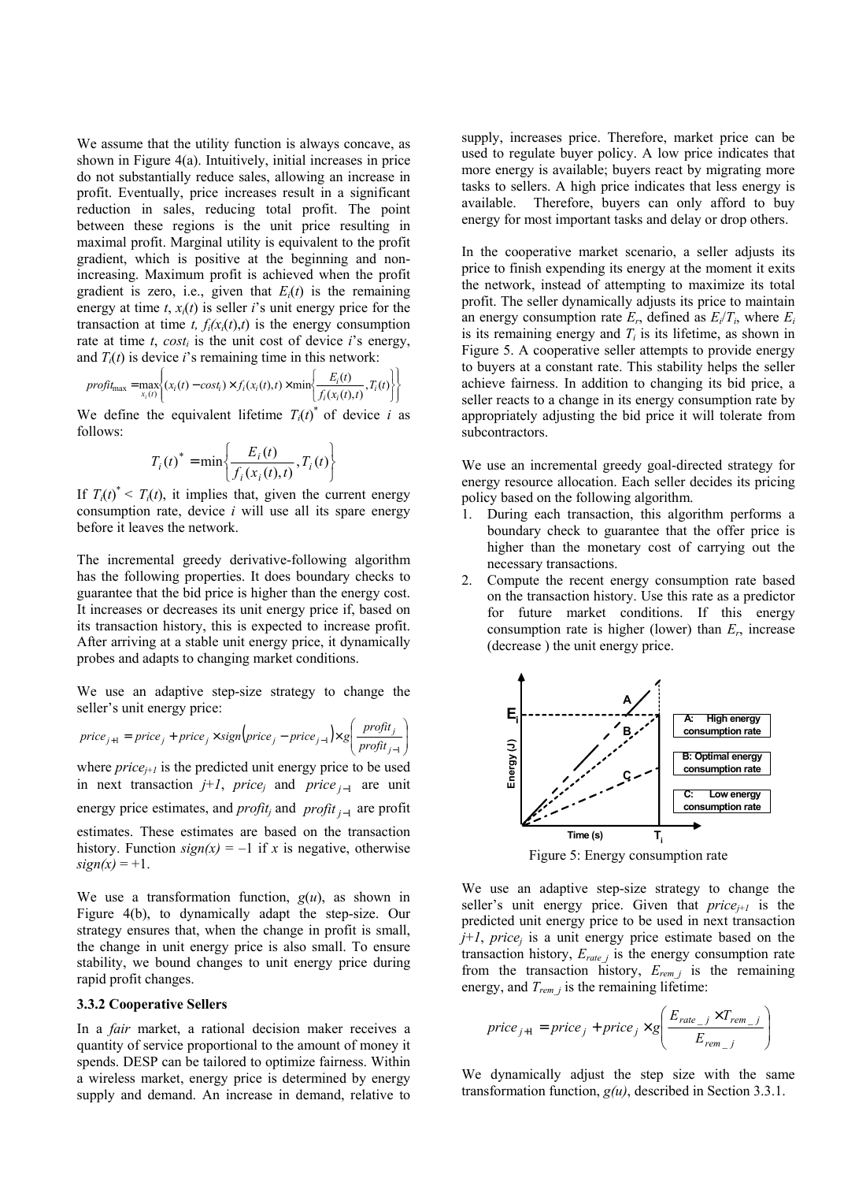We assume that the utility function is always concave, as shown in Figure 4(a). Intuitively, initial increases in price do not substantially reduce sales, allowing an increase in profit. Eventually, price increases result in a significant reduction in sales, reducing total profit. The point between these regions is the unit price resulting in maximal profit. Marginal utility is equivalent to the profit gradient, which is positive at the beginning and non-increasing. Maximum profit is achieved when the profit gradient is zero, i.e., given that $E_i(t)$ is the remaining energy at time $t$, $x_i(t)$ is seller $i$'s unit energy price for the transaction at time $t$, $f_i(x_i(t),t)$ is the energy consumption rate at time $t$, $cost_i$ is the unit cost of device $i$'s energy, and $T_i(t)$ is device $i$'s remaining time in this network:

$$profit_{\max} = \max_{x_i(t)}\left\{(x_i(t) - cost_i) \times f_i(x_i(t),t) \times \min\left\{\frac{E_i(t)}{f_i(x_i(t),t)}, T_i(t)\right\}\right\}$$

We define the equivalent lifetime $T_i(t)^*$ of device $i$ as follows:

$$T_i(t)^* = \min\left\{\frac{E_i(t)}{f_i(x_i(t),t)}, T_i(t)\right\}$$

If $T_i(t)^* < T_i(t)$, it implies that, given the current energy consumption rate, device $i$ will use all its spare energy before it leaves the network.

The incremental greedy derivative-following algorithm has the following properties. It does boundary checks to guarantee that the bid price is higher than the energy cost. It increases or decreases its unit energy price if, based on its transaction history, this is expected to increase profit. After arriving at a stable unit energy price, it dynamically probes and adapts to changing market conditions.

We use an adaptive step-size strategy to change the seller's unit energy price:

$$price_{j+1} = price_j + price_j \times sign\left(price_j - price_{j-1}\right) \times g\left(\frac{profit_j}{profit_{j-1}}\right)$$

where $price_{j+1}$ is the predicted unit energy price to be used in next transaction $j+1$, $price_j$ and $price_{j-1}$ are unit energy price estimates, and $profit_j$ and $profit_{j-1}$ are profit estimates. These estimates are based on the transaction history. Function $sign(x) = -1$ if $x$ is negative, otherwise $sign(x) = +1$.

We use a transformation function, $g(u)$, as shown in Figure 4(b), to dynamically adapt the step-size. Our strategy ensures that, when the change in profit is small, the change in unit energy price is also small. To ensure stability, we bound changes to unit energy price during rapid profit changes.

### 3.3.2 Cooperative Sellers

In a *fair* market, a rational decision maker receives a quantity of service proportional to the amount of money it spends. DESP can be tailored to optimize fairness. Within a wireless market, energy price is determined by energy supply and demand. An increase in demand, relative to supply, increases price. Therefore, market price can be used to regulate buyer policy. A low price indicates that more energy is available; buyers react by migrating more tasks to sellers. A high price indicates that less energy is available. Therefore, buyers can only afford to buy energy for most important tasks and delay or drop others.

In the cooperative market scenario, a seller adjusts its price to finish expending its energy at the moment it exits the network, instead of attempting to maximize its total profit. The seller dynamically adjusts its price to maintain an energy consumption rate $E_r$, defined as $E_i/T_i$, where $E_i$ is its remaining energy and $T_i$ is its lifetime, as shown in Figure 5. A cooperative seller attempts to provide energy to buyers at a constant rate. This stability helps the seller achieve fairness. In addition to changing its bid price, a seller reacts to a change in its energy consumption rate by appropriately adjusting the bid price it will tolerate from subcontractors.

We use an incremental greedy goal-directed strategy for energy resource allocation. Each seller decides its pricing policy based on the following algorithm.

1. During each transaction, this algorithm performs a boundary check to guarantee that the offer price is higher than the monetary cost of carrying out the necessary transactions.
2. Compute the recent energy consumption rate based on the transaction history. Use this rate as a predictor for future market conditions. If this energy consumption rate is higher (lower) than $E_r$, increase (decrease ) the unit energy price.

Figure 5: Energy consumption rate

We use an adaptive step-size strategy to change the seller's unit energy price. Given that $price_{j+1}$ is the predicted unit energy price to be used in next transaction $j+1$, $price_j$ is a unit energy price estimate based on the transaction history, $E_{rate\_j}$ is the energy consumption rate from the transaction history, $E_{rem\_j}$ is the remaining energy, and $T_{rem\_j}$ is the remaining lifetime:

$$price_{j+1} = price_j + price_j \times g\left(\frac{E_{rate\_j} \times T_{rem\_j}}{E_{rem\_j}}\right)$$

We dynamically adjust the step size with the same transformation function, $g(u)$, described in Section 3.3.1.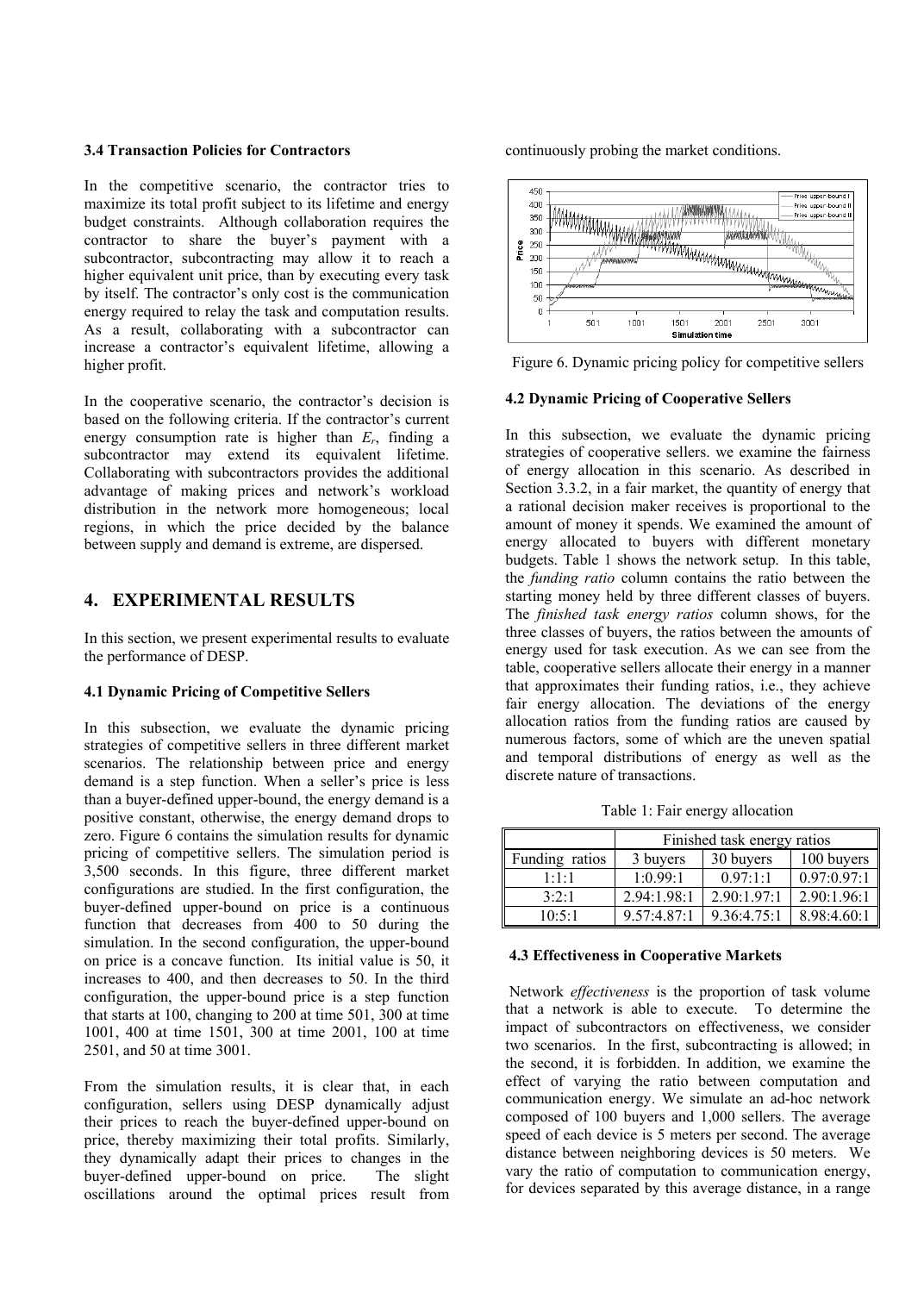### 3.4 Transaction Policies for Contractors

In the competitive scenario, the contractor tries to maximize its total profit subject to its lifetime and energy budget constraints. Although collaboration requires the contractor to share the buyer's payment with a subcontractor, subcontracting may allow it to reach a higher equivalent unit price, than by executing every task by itself. The contractor's only cost is the communication energy required to relay the task and computation results. As a result, collaborating with a subcontractor can increase a contractor's equivalent lifetime, allowing a higher profit.

In the cooperative scenario, the contractor's decision is based on the following criteria. If the contractor's current energy consumption rate is higher than $E_r$, finding a subcontractor may extend its equivalent lifetime. Collaborating with subcontractors provides the additional advantage of making prices and network's workload distribution in the network more homogeneous; local regions, in which the price decided by the balance between supply and demand is extreme, are dispersed.

## 4. EXPERIMENTAL RESULTS

In this section, we present experimental results to evaluate the performance of DESP.

### 4.1 Dynamic Pricing of Competitive Sellers

In this subsection, we evaluate the dynamic pricing strategies of competitive sellers in three different market scenarios. The relationship between price and energy demand is a step function. When a seller's price is less than a buyer-defined upper-bound, the energy demand is a positive constant, otherwise, the energy demand drops to zero. Figure 6 contains the simulation results for dynamic pricing of competitive sellers. The simulation period is 3,500 seconds. In this figure, three different market configurations are studied. In the first configuration, the buyer-defined upper-bound on price is a continuous function that decreases from 400 to 50 during the simulation. In the second configuration, the upper-bound on price is a concave function. Its initial value is 50, it increases to 400, and then decreases to 50. In the third configuration, the upper-bound price is a step function that starts at 100, changing to 200 at time 501, 300 at time 1001, 400 at time 1501, 300 at time 2001, 100 at time 2501, and 50 at time 3001.

From the simulation results, it is clear that, in each configuration, sellers using DESP dynamically adjust their prices to reach the buyer-defined upper-bound on price, thereby maximizing their total profits. Similarly, they dynamically adapt their prices to changes in the buyer-defined upper-bound on price. The slight oscillations around the optimal prices result from continuously probing the market conditions.

Figure 6. Dynamic pricing policy for competitive sellers

### 4.2 Dynamic Pricing of Cooperative Sellers

In this subsection, we evaluate the dynamic pricing strategies of cooperative sellers. we examine the fairness of energy allocation in this scenario. As described in Section 3.3.2, in a fair market, the quantity of energy that a rational decision maker receives is proportional to the amount of money it spends. We examined the amount of energy allocated to buyers with different monetary budgets. Table 1 shows the network setup. In this table, the *funding ratio* column contains the ratio between the starting money held by three different classes of buyers. The *finished task energy ratios* column shows, for the three classes of buyers, the ratios between the amounts of energy used for task execution. As we can see from the table, cooperative sellers allocate their energy in a manner that approximates their funding ratios, i.e., they achieve fair energy allocation. The deviations of the energy allocation ratios from the funding ratios are caused by numerous factors, some of which are the uneven spatial and temporal distributions of energy as well as the discrete nature of transactions.

Table 1: Fair energy allocation

| | Finished task energy ratios | | |
|---|---|---|---|
| Funding ratios | 3 buyers | 30 buyers | 100 buyers |
| 1:1:1 | 1:0.99:1 | 0.97:1:1 | 0.97:0.97:1 |
| 3:2:1 | 2.94:1.98:1 | 2.90:1.97:1 | 2.90:1.96:1 |
| 10:5:1 | 9.57:4.87:1 | 9.36:4.75:1 | 8.98:4.60:1 |

### 4.3 Effectiveness in Cooperative Markets

Network *effectiveness* is the proportion of task volume that a network is able to execute. To determine the impact of subcontractors on effectiveness, we consider two scenarios. In the first, subcontracting is allowed; in the second, it is forbidden. In addition, we examine the effect of varying the ratio between computation and communication energy. We simulate an ad-hoc network composed of 100 buyers and 1,000 sellers. The average speed of each device is 5 meters per second. The average distance between neighboring devices is 50 meters. We vary the ratio of computation to communication energy, for devices separated by this average distance, in a range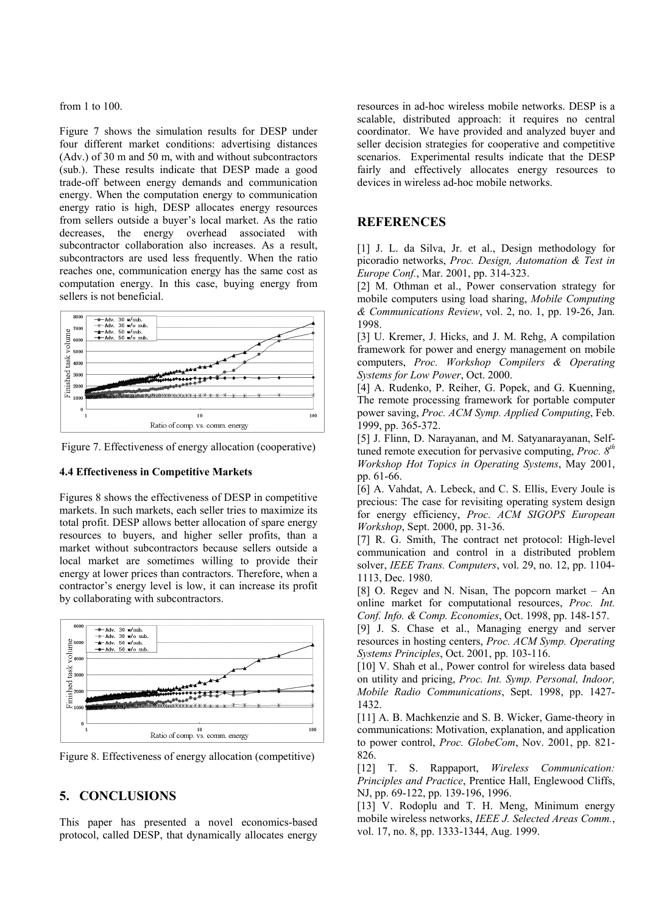from 1 to 100.

Figure 7 shows the simulation results for DESP under four different market conditions: advertising distances (Adv.) of 30 m and 50 m, with and without subcontractors (sub.). These results indicate that DESP made a good trade-off between energy demands and communication energy. When the computation energy to communication energy ratio is high, DESP allocates energy resources from sellers outside a buyer's local market. As the ratio decreases, the energy overhead associated with subcontractor collaboration also increases. As a result, subcontractors are used less frequently. When the ratio reaches one, communication energy has the same cost as computation energy. In this case, buying energy from sellers is not beneficial.

Adv. 30 w/sub.
Adv. 30 w/o sub.
Adv. 50 w/sub.
Adv. 50 w/o sub.
Finished task volume
8000
7000
6000
5000
4000
3000
2000
1000
0
1
10
100
Ratio of comp. vs. comm. energy

Figure 7. Effectiveness of energy allocation (cooperative)

#### 4.4 Effectiveness in Competitive Markets

Figures 8 shows the effectiveness of DESP in competitive markets. In such markets, each seller tries to maximize its total profit. DESP allows better allocation of spare energy resources to buyers, and higher seller profits, than a market without subcontractors because sellers outside a local market are sometimes willing to provide their energy at lower prices than contractors. Therefore, when a contractor's energy level is low, it can increase its profit by collaborating with subcontractors.

Adv. 30 w/sub.
Adv. 30 w/o sub.
Adv. 50 w/sub.
Adv. 50 w/o sub.
Finished task volume
6000
5000
4000
3000
2000
1000
0
1
10
100
Ratio of comp. vs. comm. energy

Figure 8. Effectiveness of energy allocation (competitive)

## 5. CONCLUSIONS

This paper has presented a novel economics-based protocol, called DESP, that dynamically allocates energy resources in ad-hoc wireless mobile networks. DESP is a scalable, distributed approach: it requires no central coordinator. We have provided and analyzed buyer and seller decision strategies for cooperative and competitive scenarios. Experimental results indicate that the DESP fairly and effectively allocates energy resources to devices in wireless ad-hoc mobile networks.

## REFERENCES

[1] J. L. da Silva, Jr. et al., Design methodology for picoradio networks, *Proc. Design, Automation & Test in Europe Conf.*, Mar. 2001, pp. 314-323.

[2] M. Othman et al., Power conservation strategy for mobile computers using load sharing, *Mobile Computing & Communications Review*, vol. 2, no. 1, pp. 19-26, Jan. 1998.

[3] U. Kremer, J. Hicks, and J. M. Rehg, A compilation framework for power and energy management on mobile computers, *Proc. Workshop Compilers & Operating Systems for Low Power*, Oct. 2000.

[4] A. Rudenko, P. Reiher, G. Popek, and G. Kuenning, The remote processing framework for portable computer power saving, *Proc. ACM Symp. Applied Computing*, Feb. 1999, pp. 365-372.

[5] J. Flinn, D. Narayanan, and M. Satyanarayanan, Self-tuned remote execution for pervasive computing, *Proc. 8th Workshop Hot Topics in Operating Systems*, May 2001, pp. 61-66.

[6] A. Vahdat, A. Lebeck, and C. S. Ellis, Every Joule is precious: The case for revisiting operating system design for energy efficiency, *Proc. ACM SIGOPS European Workshop*, Sept. 2000, pp. 31-36.

[7] R. G. Smith, The contract net protocol: High-level communication and control in a distributed problem solver, *IEEE Trans. Computers*, vol. 29, no. 12, pp. 1104-1113, Dec. 1980.

[8] O. Regev and N. Nisan, The popcorn market – An online market for computational resources, *Proc. Int. Conf. Info. & Comp. Economies*, Oct. 1998, pp. 148-157.

[9] J. S. Chase et al., Managing energy and server resources in hosting centers, *Proc. ACM Symp. Operating Systems Principles*, Oct. 2001, pp. 103-116.

[10] V. Shah et al., Power control for wireless data based on utility and pricing, *Proc. Int. Symp. Personal, Indoor, Mobile Radio Communications*, Sept. 1998, pp. 1427-1432.

[11] A. B. Machkenzie and S. B. Wicker, Game-theory in communications: Motivation, explanation, and application to power control, *Proc. GlobeCom*, Nov. 2001, pp. 821-826.

[12] T. S. Rappaport, *Wireless Communication: Principles and Practice*, Prentice Hall, Englewood Cliffs, NJ, pp. 69-122, pp. 139-196, 1996.

[13] V. Rodoplu and T. H. Meng, Minimum energy mobile wireless networks, *IEEE J. Selected Areas Comm.*, vol. 17, no. 8, pp. 1333-1344, Aug. 1999.